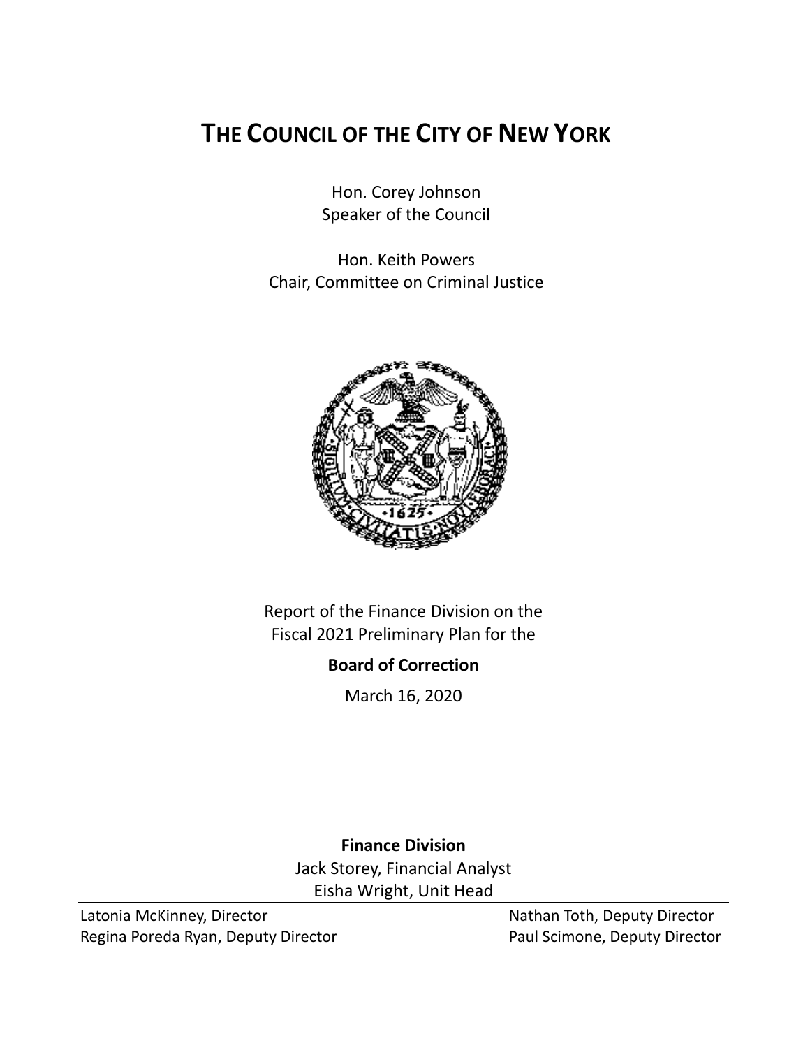# THE COUNCIL OF THE CITY OF NEW YORK

Hon. Corey Johnson
Speaker of the Council

Hon. Keith Powers
Chair, Committee on Criminal Justice

Report of the Finance Division on the
Fiscal 2021 Preliminary Plan for the

**Board of Correction**

March 16, 2020

**Finance Division**
Jack Storey, Financial Analyst
Eisha Wright, Unit Head

Latonia McKinney, Director
Regina Poreda Ryan, Deputy Director
Nathan Toth, Deputy Director
Paul Scimone, Deputy Director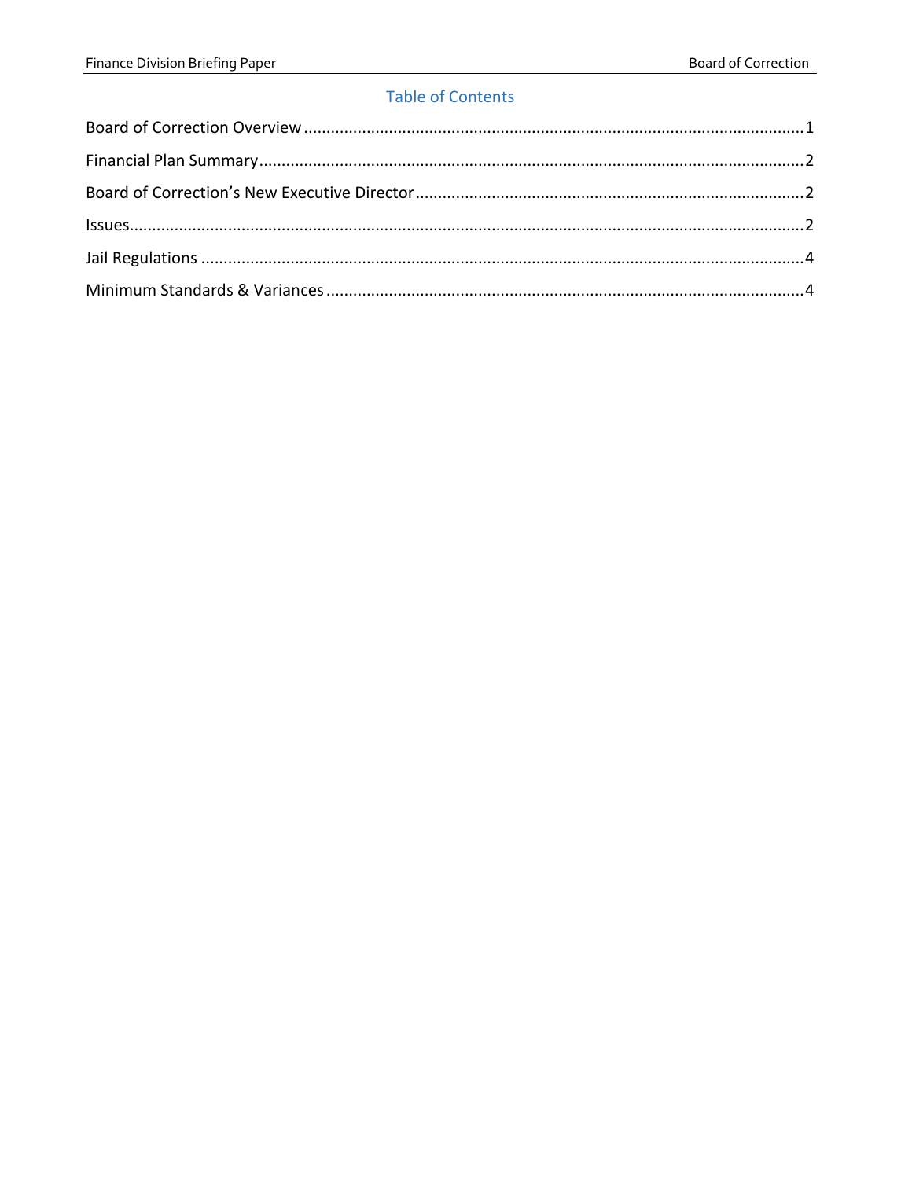## Table of Contents

Board of Correction Overview ........................................................ 1

Financial Plan Summary ........................................................ 2

Board of Correction's New Executive Director ........................................................ 2

Issues ........................................................ 2

Jail Regulations ........................................................ 4

Minimum Standards & Variances ........................................................ 4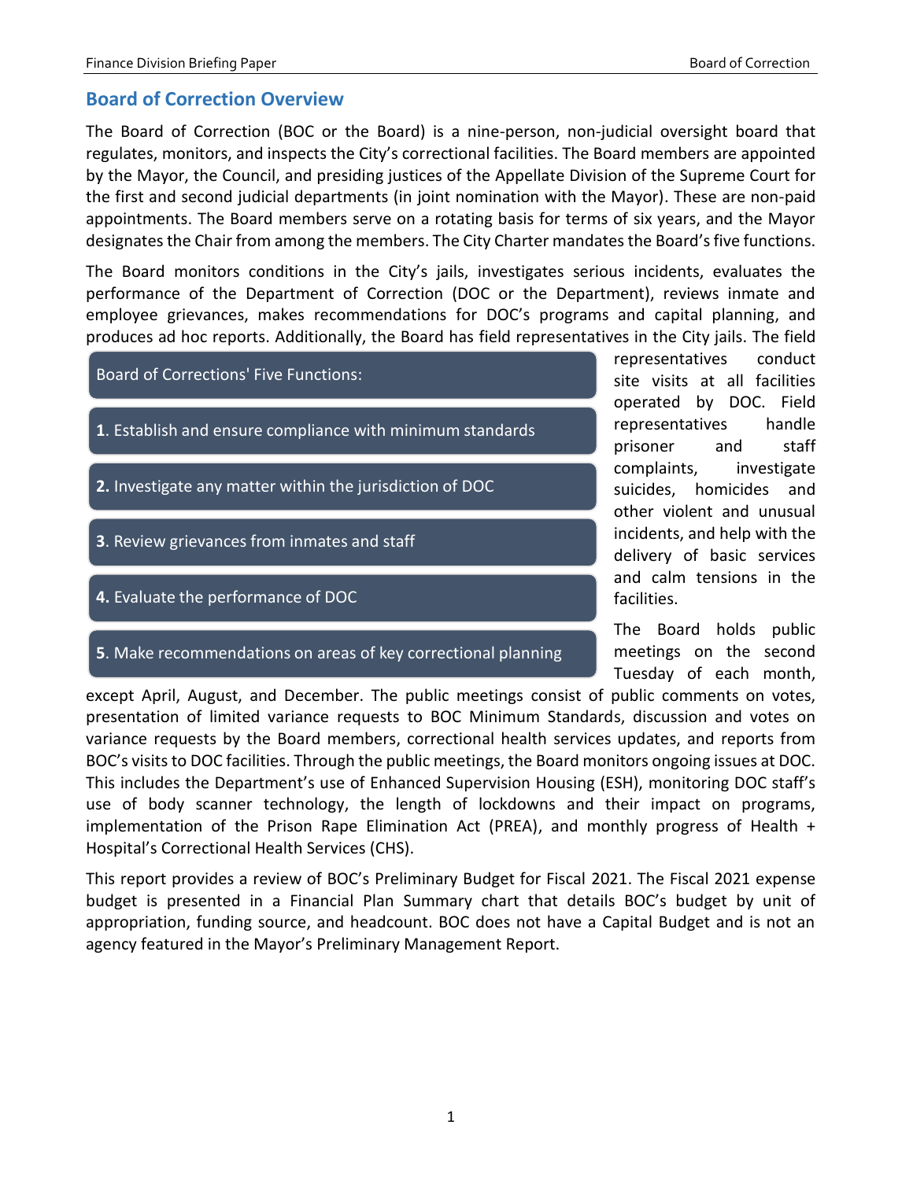## Board of Correction Overview

The Board of Correction (BOC or the Board) is a nine-person, non-judicial oversight board that regulates, monitors, and inspects the City's correctional facilities. The Board members are appointed by the Mayor, the Council, and presiding justices of the Appellate Division of the Supreme Court for the first and second judicial departments (in joint nomination with the Mayor). These are non-paid appointments. The Board members serve on a rotating basis for terms of six years, and the Mayor designates the Chair from among the members. The City Charter mandates the Board's five functions.

The Board monitors conditions in the City's jails, investigates serious incidents, evaluates the performance of the Department of Correction (DOC or the Department), reviews inmate and employee grievances, makes recommendations for DOC's programs and capital planning, and produces ad hoc reports. Additionally, the Board has field representatives in the City jails. The field representatives conduct site visits at all facilities operated by DOC. Field representatives handle prisoner and staff complaints, investigate suicides, homicides and other violent and unusual incidents, and help with the delivery of basic services and calm tensions in the facilities.

**Board of Corrections' Five Functions:**

1. Establish and ensure compliance with minimum standards
2. Investigate any matter within the jurisdiction of DOC
3. Review grievances from inmates and staff
4. Evaluate the performance of DOC
5. Make recommendations on areas of key correctional planning

The Board holds public meetings on the second Tuesday of each month, except April, August, and December. The public meetings consist of public comments on votes, presentation of limited variance requests to BOC Minimum Standards, discussion and votes on variance requests by the Board members, correctional health services updates, and reports from BOC's visits to DOC facilities. Through the public meetings, the Board monitors ongoing issues at DOC. This includes the Department's use of Enhanced Supervision Housing (ESH), monitoring DOC staff's use of body scanner technology, the length of lockdowns and their impact on programs, implementation of the Prison Rape Elimination Act (PREA), and monthly progress of Health + Hospital's Correctional Health Services (CHS).

This report provides a review of BOC's Preliminary Budget for Fiscal 2021. The Fiscal 2021 expense budget is presented in a Financial Plan Summary chart that details BOC's budget by unit of appropriation, funding source, and headcount. BOC does not have a Capital Budget and is not an agency featured in the Mayor's Preliminary Management Report.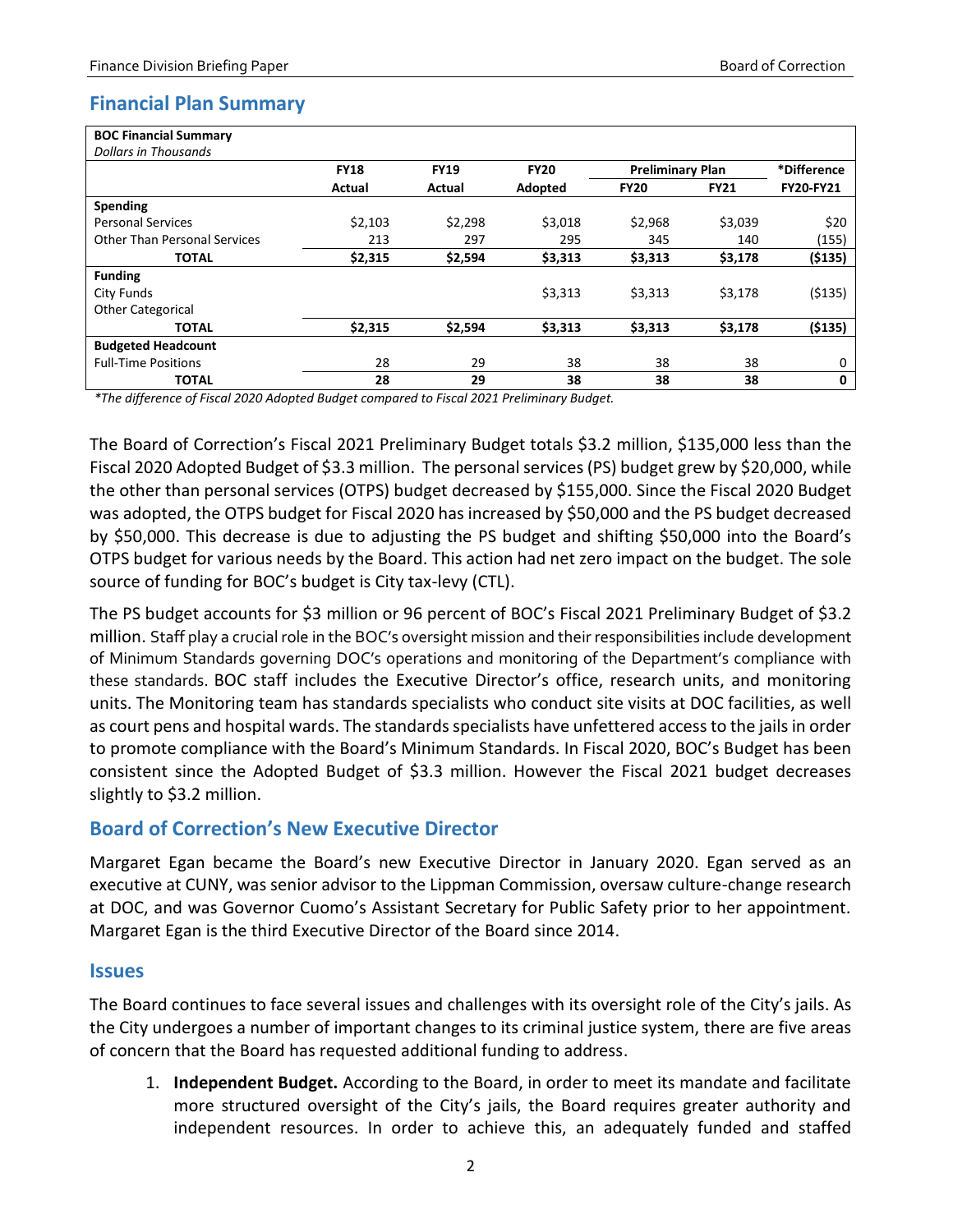## Financial Plan Summary

| BOC Financial Summary<br>*Dollars in Thousands* | | | | | | |
|---|---|---|---|---|---|---|
| | **FY18** | **FY19** | **FY20** | **Preliminary Plan** | | ***Difference** |
| | **Actual** | **Actual** | **Adopted** | **FY20** | **FY21** | **FY20-FY21** |
| **Spending** | | | | | | |
| Personal Services | $2,103 | $2,298 | $3,018 | $2,968 | $3,039 | $20 |
| Other Than Personal Services | 213 | 297 | 295 | 345 | 140 | (155) |
| **TOTAL** | **$2,315** | **$2,594** | **$3,313** | **$3,313** | **$3,178** | **($135)** |
| **Funding** | | | | | | |
| City Funds | | | $3,313 | $3,313 | $3,178 | ($135) |
| Other Categorical | | | | | | |
| **TOTAL** | **$2,315** | **$2,594** | **$3,313** | **$3,313** | **$3,178** | **($135)** |
| **Budgeted Headcount** | | | | | | |
| Full-Time Positions | 28 | 29 | 38 | 38 | 38 | 0 |
| **TOTAL** | **28** | **29** | **38** | **38** | **38** | **0** |

*\*The difference of Fiscal 2020 Adopted Budget compared to Fiscal 2021 Preliminary Budget.*

The Board of Correction's Fiscal 2021 Preliminary Budget totals $3.2 million, $135,000 less than the Fiscal 2020 Adopted Budget of $3.3 million. The personal services (PS) budget grew by $20,000, while the other than personal services (OTPS) budget decreased by $155,000. Since the Fiscal 2020 Budget was adopted, the OTPS budget for Fiscal 2020 has increased by $50,000 and the PS budget decreased by $50,000. This decrease is due to adjusting the PS budget and shifting $50,000 into the Board's OTPS budget for various needs by the Board. This action had net zero impact on the budget. The sole source of funding for BOC's budget is City tax-levy (CTL).

The PS budget accounts for $3 million or 96 percent of BOC's Fiscal 2021 Preliminary Budget of $3.2 million. Staff play a crucial role in the BOC's oversight mission and their responsibilities include development of Minimum Standards governing DOC's operations and monitoring of the Department's compliance with these standards. BOC staff includes the Executive Director's office, research units, and monitoring units. The Monitoring team has standards specialists who conduct site visits at DOC facilities, as well as court pens and hospital wards. The standards specialists have unfettered access to the jails in order to promote compliance with the Board's Minimum Standards. In Fiscal 2020, BOC's Budget has been consistent since the Adopted Budget of $3.3 million. However the Fiscal 2021 budget decreases slightly to $3.2 million.

## Board of Correction's New Executive Director

Margaret Egan became the Board's new Executive Director in January 2020. Egan served as an executive at CUNY, was senior advisor to the Lippman Commission, oversaw culture-change research at DOC, and was Governor Cuomo's Assistant Secretary for Public Safety prior to her appointment. Margaret Egan is the third Executive Director of the Board since 2014.

## Issues

The Board continues to face several issues and challenges with its oversight role of the City's jails. As the City undergoes a number of important changes to its criminal justice system, there are five areas of concern that the Board has requested additional funding to address.

1. **Independent Budget.** According to the Board, in order to meet its mandate and facilitate more structured oversight of the City's jails, the Board requires greater authority and independent resources. In order to achieve this, an adequately funded and staffed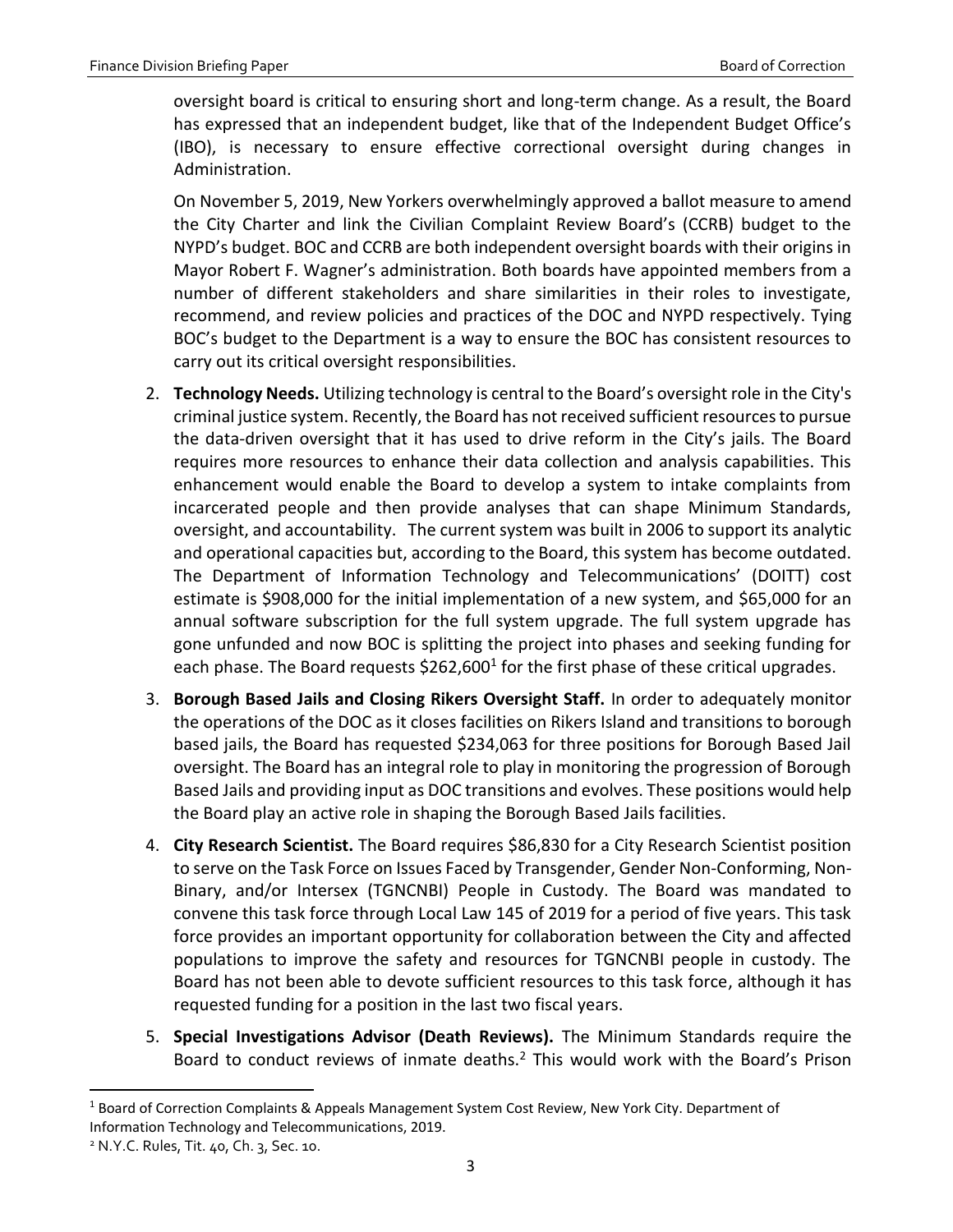oversight board is critical to ensuring short and long-term change. As a result, the Board has expressed that an independent budget, like that of the Independent Budget Office's (IBO), is necessary to ensure effective correctional oversight during changes in Administration.

On November 5, 2019, New Yorkers overwhelmingly approved a ballot measure to amend the City Charter and link the Civilian Complaint Review Board's (CCRB) budget to the NYPD's budget. BOC and CCRB are both independent oversight boards with their origins in Mayor Robert F. Wagner's administration. Both boards have appointed members from a number of different stakeholders and share similarities in their roles to investigate, recommend, and review policies and practices of the DOC and NYPD respectively. Tying BOC's budget to the Department is a way to ensure the BOC has consistent resources to carry out its critical oversight responsibilities.

2. **Technology Needs.** Utilizing technology is central to the Board's oversight role in the City's criminal justice system. Recently, the Board has not received sufficient resources to pursue the data-driven oversight that it has used to drive reform in the City's jails. The Board requires more resources to enhance their data collection and analysis capabilities. This enhancement would enable the Board to develop a system to intake complaints from incarcerated people and then provide analyses that can shape Minimum Standards, oversight, and accountability. The current system was built in 2006 to support its analytic and operational capacities but, according to the Board, this system has become outdated. The Department of Information Technology and Telecommunications' (DOITT) cost estimate is $908,000 for the initial implementation of a new system, and $65,000 for an annual software subscription for the full system upgrade. The full system upgrade has gone unfunded and now BOC is splitting the project into phases and seeking funding for each phase. The Board requests $262,600[1] for the first phase of these critical upgrades.

3. **Borough Based Jails and Closing Rikers Oversight Staff.** In order to adequately monitor the operations of the DOC as it closes facilities on Rikers Island and transitions to borough based jails, the Board has requested $234,063 for three positions for Borough Based Jail oversight. The Board has an integral role to play in monitoring the progression of Borough Based Jails and providing input as DOC transitions and evolves. These positions would help the Board play an active role in shaping the Borough Based Jails facilities.

4. **City Research Scientist.** The Board requires $86,830 for a City Research Scientist position to serve on the Task Force on Issues Faced by Transgender, Gender Non-Conforming, Non-Binary, and/or Intersex (TGNCNBI) People in Custody. The Board was mandated to convene this task force through Local Law 145 of 2019 for a period of five years. This task force provides an important opportunity for collaboration between the City and affected populations to improve the safety and resources for TGNCNBI people in custody. The Board has not been able to devote sufficient resources to this task force, although it has requested funding for a position in the last two fiscal years.

5. **Special Investigations Advisor (Death Reviews).** The Minimum Standards require the Board to conduct reviews of inmate deaths.[2] This would work with the Board's Prison

---

[1] Board of Correction Complaints & Appeals Management System Cost Review, New York City. Department of Information Technology and Telecommunications, 2019.

[2] N.Y.C. Rules, Tit. 40, Ch. 3, Sec. 10.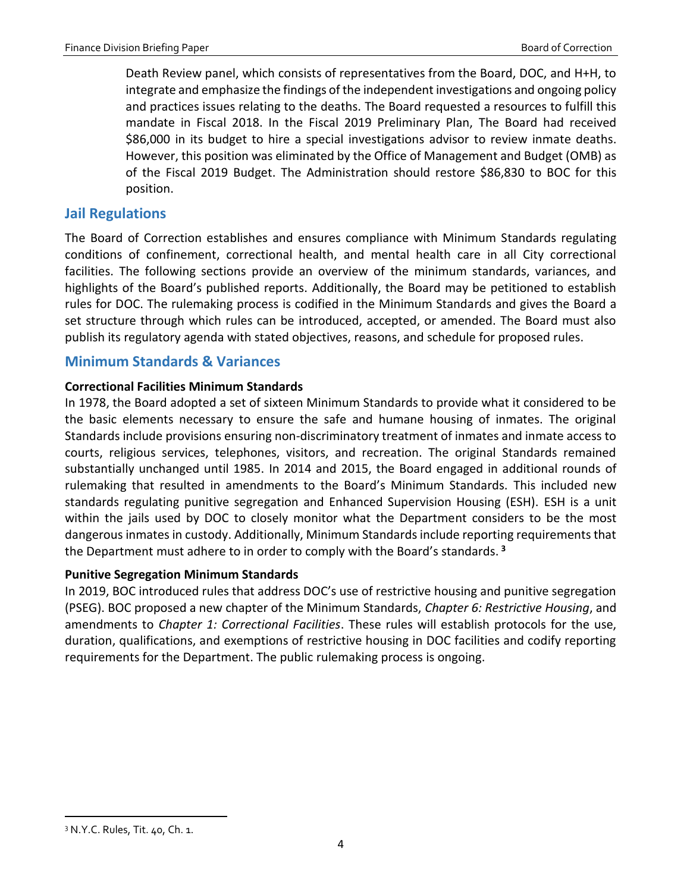Death Review panel, which consists of representatives from the Board, DOC, and H+H, to integrate and emphasize the findings of the independent investigations and ongoing policy and practices issues relating to the deaths. The Board requested a resources to fulfill this mandate in Fiscal 2018. In the Fiscal 2019 Preliminary Plan, The Board had received $86,000 in its budget to hire a special investigations advisor to review inmate deaths. However, this position was eliminated by the Office of Management and Budget (OMB) as of the Fiscal 2019 Budget. The Administration should restore $86,830 to BOC for this position.

## Jail Regulations

The Board of Correction establishes and ensures compliance with Minimum Standards regulating conditions of confinement, correctional health, and mental health care in all City correctional facilities. The following sections provide an overview of the minimum standards, variances, and highlights of the Board's published reports. Additionally, the Board may be petitioned to establish rules for DOC. The rulemaking process is codified in the Minimum Standards and gives the Board a set structure through which rules can be introduced, accepted, or amended. The Board must also publish its regulatory agenda with stated objectives, reasons, and schedule for proposed rules.

## Minimum Standards & Variances

**Correctional Facilities Minimum Standards**

In 1978, the Board adopted a set of sixteen Minimum Standards to provide what it considered to be the basic elements necessary to ensure the safe and humane housing of inmates. The original Standards include provisions ensuring non-discriminatory treatment of inmates and inmate access to courts, religious services, telephones, visitors, and recreation. The original Standards remained substantially unchanged until 1985. In 2014 and 2015, the Board engaged in additional rounds of rulemaking that resulted in amendments to the Board's Minimum Standards. This included new standards regulating punitive segregation and Enhanced Supervision Housing (ESH). ESH is a unit within the jails used by DOC to closely monitor what the Department considers to be the most dangerous inmates in custody. Additionally, Minimum Standards include reporting requirements that the Department must adhere to in order to comply with the Board's standards. [3]

**Punitive Segregation Minimum Standards**

In 2019, BOC introduced rules that address DOC's use of restrictive housing and punitive segregation (PSEG). BOC proposed a new chapter of the Minimum Standards, *Chapter 6: Restrictive Housing*, and amendments to *Chapter 1: Correctional Facilities*. These rules will establish protocols for the use, duration, qualifications, and exemptions of restrictive housing in DOC facilities and codify reporting requirements for the Department. The public rulemaking process is ongoing.

[3] N.Y.C. Rules, Tit. 40, Ch. 1.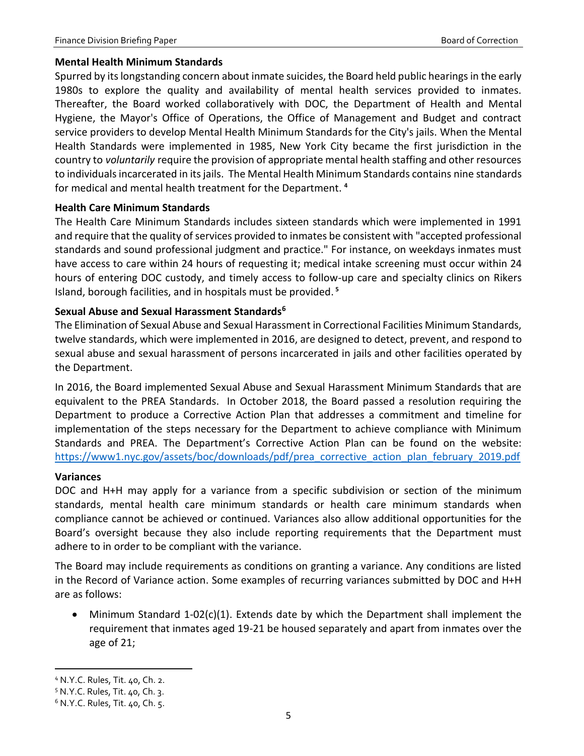**Mental Health Minimum Standards**

Spurred by its longstanding concern about inmate suicides, the Board held public hearings in the early 1980s to explore the quality and availability of mental health services provided to inmates. Thereafter, the Board worked collaboratively with DOC, the Department of Health and Mental Hygiene, the Mayor's Office of Operations, the Office of Management and Budget and contract service providers to develop Mental Health Minimum Standards for the City's jails. When the Mental Health Standards were implemented in 1985, New York City became the first jurisdiction in the country to *voluntarily* require the provision of appropriate mental health staffing and other resources to individuals incarcerated in its jails. The Mental Health Minimum Standards contains nine standards for medical and mental health treatment for the Department. [4]

**Health Care Minimum Standards**

The Health Care Minimum Standards includes sixteen standards which were implemented in 1991 and require that the quality of services provided to inmates be consistent with "accepted professional standards and sound professional judgment and practice." For instance, on weekdays inmates must have access to care within 24 hours of requesting it; medical intake screening must occur within 24 hours of entering DOC custody, and timely access to follow-up care and specialty clinics on Rikers Island, borough facilities, and in hospitals must be provided. [5]

**Sexual Abuse and Sexual Harassment Standards[6]**

The Elimination of Sexual Abuse and Sexual Harassment in Correctional Facilities Minimum Standards, twelve standards, which were implemented in 2016, are designed to detect, prevent, and respond to sexual abuse and sexual harassment of persons incarcerated in jails and other facilities operated by the Department.

In 2016, the Board implemented Sexual Abuse and Sexual Harassment Minimum Standards that are equivalent to the PREA Standards. In October 2018, the Board passed a resolution requiring the Department to produce a Corrective Action Plan that addresses a commitment and timeline for implementation of the steps necessary for the Department to achieve compliance with Minimum Standards and PREA. The Department's Corrective Action Plan can be found on the website: https://www1.nyc.gov/assets/boc/downloads/pdf/prea_corrective_action_plan_february_2019.pdf

**Variances**

DOC and H+H may apply for a variance from a specific subdivision or section of the minimum standards, mental health care minimum standards or health care minimum standards when compliance cannot be achieved or continued. Variances also allow additional opportunities for the Board's oversight because they also include reporting requirements that the Department must adhere to in order to be compliant with the variance.

The Board may include requirements as conditions on granting a variance. Any conditions are listed in the Record of Variance action. Some examples of recurring variances submitted by DOC and H+H are as follows:

- Minimum Standard 1-02(c)(1). Extends date by which the Department shall implement the requirement that inmates aged 19-21 be housed separately and apart from inmates over the age of 21;

---

[4] N.Y.C. Rules, Tit. 40, Ch. 2.

[5] N.Y.C. Rules, Tit. 40, Ch. 3.

[6] N.Y.C. Rules, Tit. 40, Ch. 5.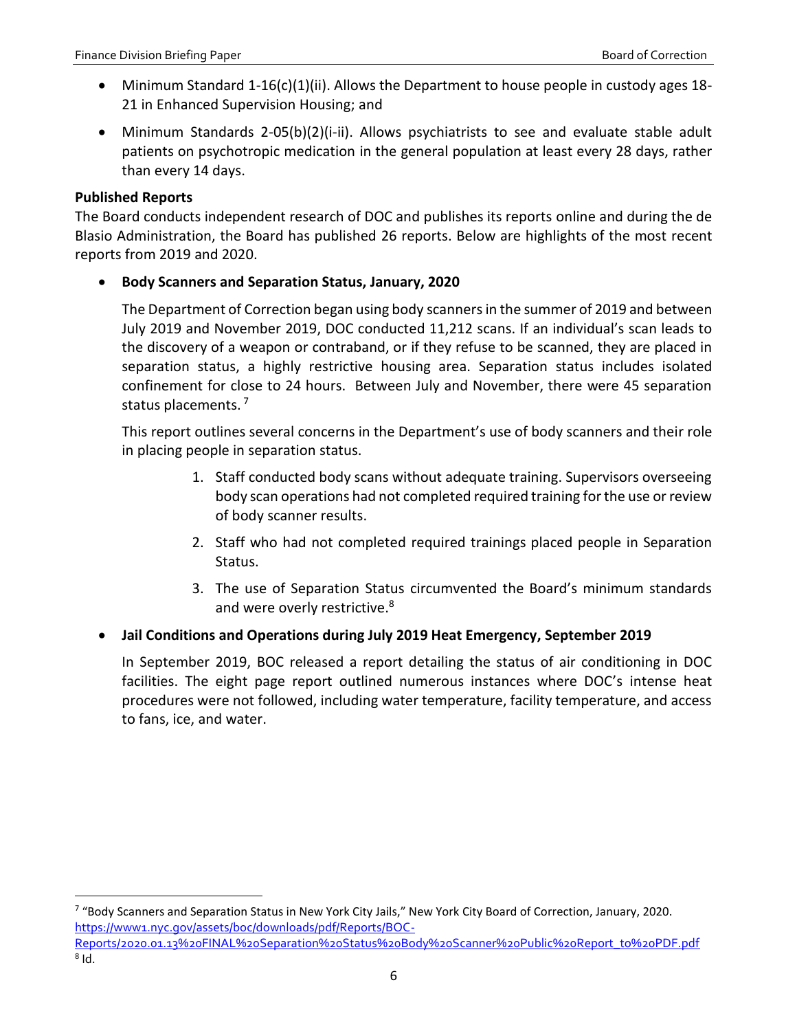- Minimum Standard 1-16(c)(1)(ii). Allows the Department to house people in custody ages 18-21 in Enhanced Supervision Housing; and
- Minimum Standards 2-05(b)(2)(i-ii). Allows psychiatrists to see and evaluate stable adult patients on psychotropic medication in the general population at least every 28 days, rather than every 14 days.

**Published Reports**

The Board conducts independent research of DOC and publishes its reports online and during the de Blasio Administration, the Board has published 26 reports. Below are highlights of the most recent reports from 2019 and 2020.

- **Body Scanners and Separation Status, January, 2020**

  The Department of Correction began using body scanners in the summer of 2019 and between July 2019 and November 2019, DOC conducted 11,212 scans. If an individual's scan leads to the discovery of a weapon or contraband, or if they refuse to be scanned, they are placed in separation status, a highly restrictive housing area. Separation status includes isolated confinement for close to 24 hours. Between July and November, there were 45 separation status placements. [7]

  This report outlines several concerns in the Department's use of body scanners and their role in placing people in separation status.

  1. Staff conducted body scans without adequate training. Supervisors overseeing body scan operations had not completed required training for the use or review of body scanner results.
  2. Staff who had not completed required trainings placed people in Separation Status.
  3. The use of Separation Status circumvented the Board's minimum standards and were overly restrictive.[8]

- **Jail Conditions and Operations during July 2019 Heat Emergency, September 2019**

  In September 2019, BOC released a report detailing the status of air conditioning in DOC facilities. The eight page report outlined numerous instances where DOC's intense heat procedures were not followed, including water temperature, facility temperature, and access to fans, ice, and water.

---

[7] "Body Scanners and Separation Status in New York City Jails," New York City Board of Correction, January, 2020. https://www1.nyc.gov/assets/boc/downloads/pdf/Reports/BOC-Reports/2020.01.13%20FINAL%20Separation%20Status%20Body%20Scanner%20Public%20Report_to%20PDF.pdf

[8] Id.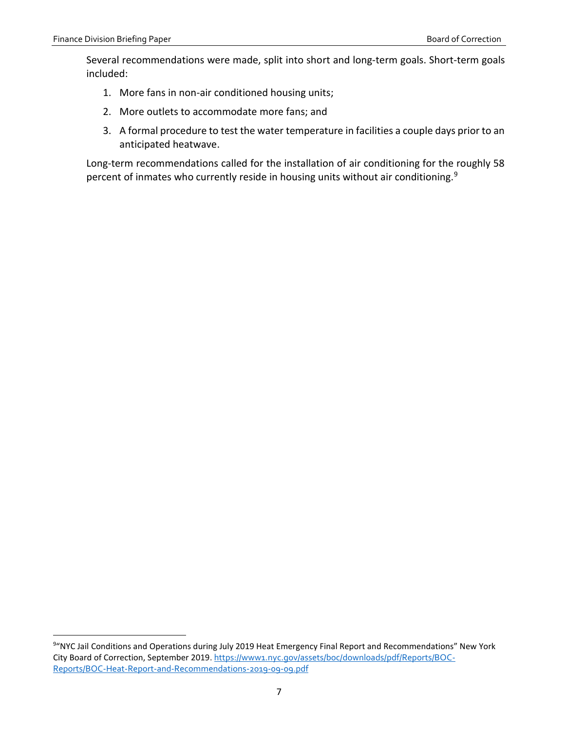Several recommendations were made, split into short and long-term goals. Short-term goals included:

1. More fans in non-air conditioned housing units;
2. More outlets to accommodate more fans; and
3. A formal procedure to test the water temperature in facilities a couple days prior to an anticipated heatwave.

Long-term recommendations called for the installation of air conditioning for the roughly 58 percent of inmates who currently reside in housing units without air conditioning.[9]

[9] "NYC Jail Conditions and Operations during July 2019 Heat Emergency Final Report and Recommendations" New York City Board of Correction, September 2019. https://www1.nyc.gov/assets/boc/downloads/pdf/Reports/BOC-Reports/BOC-Heat-Report-and-Recommendations-2019-09-09.pdf